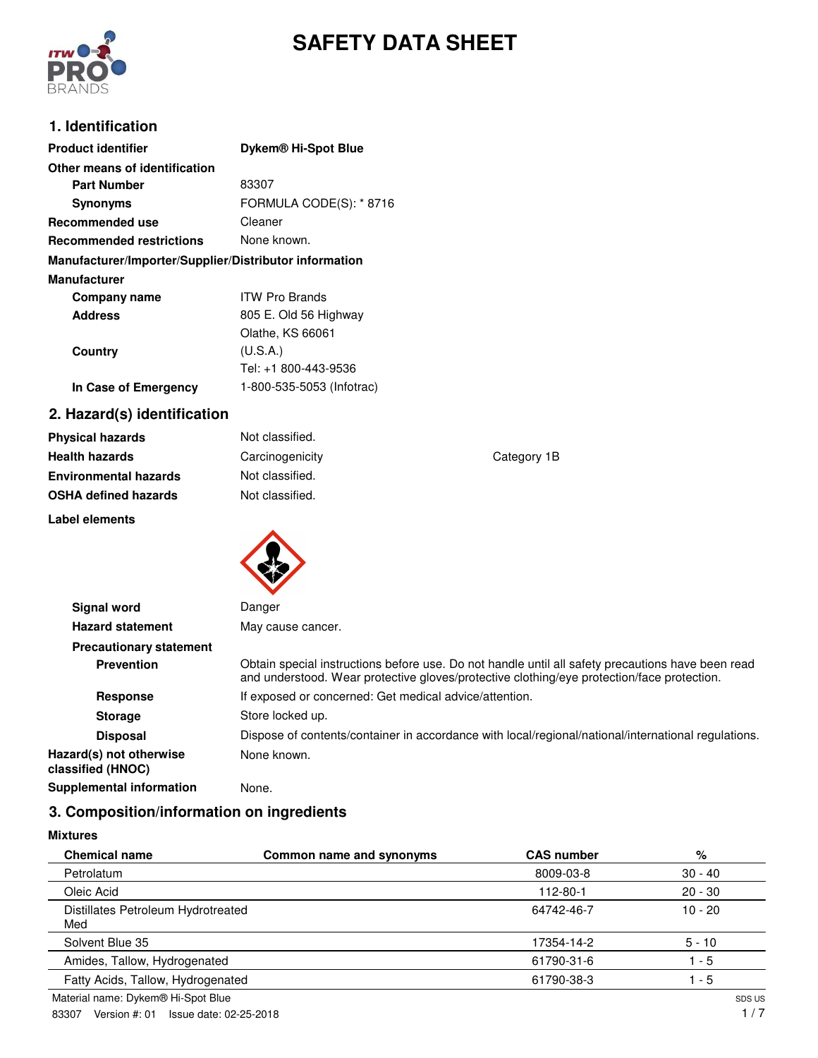# SAFETY DATA SHEET

## 1. Identification

| | |
|---|---|
| **Product identifier** | **Dykem® Hi-Spot Blue** |
| **Other means of identification** | |
| **Part Number** | 83307 |
| **Synonyms** | FORMULA CODE(S): * 8716 |
| **Recommended use** | Cleaner |
| **Recommended restrictions** | None known. |

**Manufacturer/Importer/Supplier/Distributor information**

**Manufacturer**

| | |
|---|---|
| **Company name** | ITW Pro Brands |
| **Address** | 805 E. Old 56 Highway<br>Olathe, KS 66061 |
| **Country** | (U.S.A.)<br>Tel: +1 800-443-9536 |
| **In Case of Emergency** | 1-800-535-5053 (Infotrac) |

## 2. Hazard(s) identification

| | | |
|---|---|---|
| **Physical hazards** | Not classified. | |
| **Health hazards** | Carcinogenicity | Category 1B |
| **Environmental hazards** | Not classified. | |
| **OSHA defined hazards** | Not classified. | |

**Label elements**

| | |
|---|---|
| **Signal word** | Danger |
| **Hazard statement** | May cause cancer. |
| **Precautionary statement** | |
| **Prevention** | Obtain special instructions before use. Do not handle until all safety precautions have been read and understood. Wear protective gloves/protective clothing/eye protection/face protection. |
| **Response** | If exposed or concerned: Get medical advice/attention. |
| **Storage** | Store locked up. |
| **Disposal** | Dispose of contents/container in accordance with local/regional/national/international regulations. |
| **Hazard(s) not otherwise classified (HNOC)** | None known. |
| **Supplemental information** | None. |

## 3. Composition/information on ingredients

**Mixtures**

| Chemical name | Common name and synonyms | CAS number | % |
|---|---|---|---|
| Petrolatum | | 8009-03-8 | 30 - 40 |
| Oleic Acid | | 112-80-1 | 20 - 30 |
| Distillates Petroleum Hydrotreated Med | | 64742-46-7 | 10 - 20 |
| Solvent Blue 35 | | 17354-14-2 | 5 - 10 |
| Amides, Tallow, Hydrogenated | | 61790-31-6 | 1 - 5 |
| Fatty Acids, Tallow, Hydrogenated | | 61790-38-3 | 1 - 5 |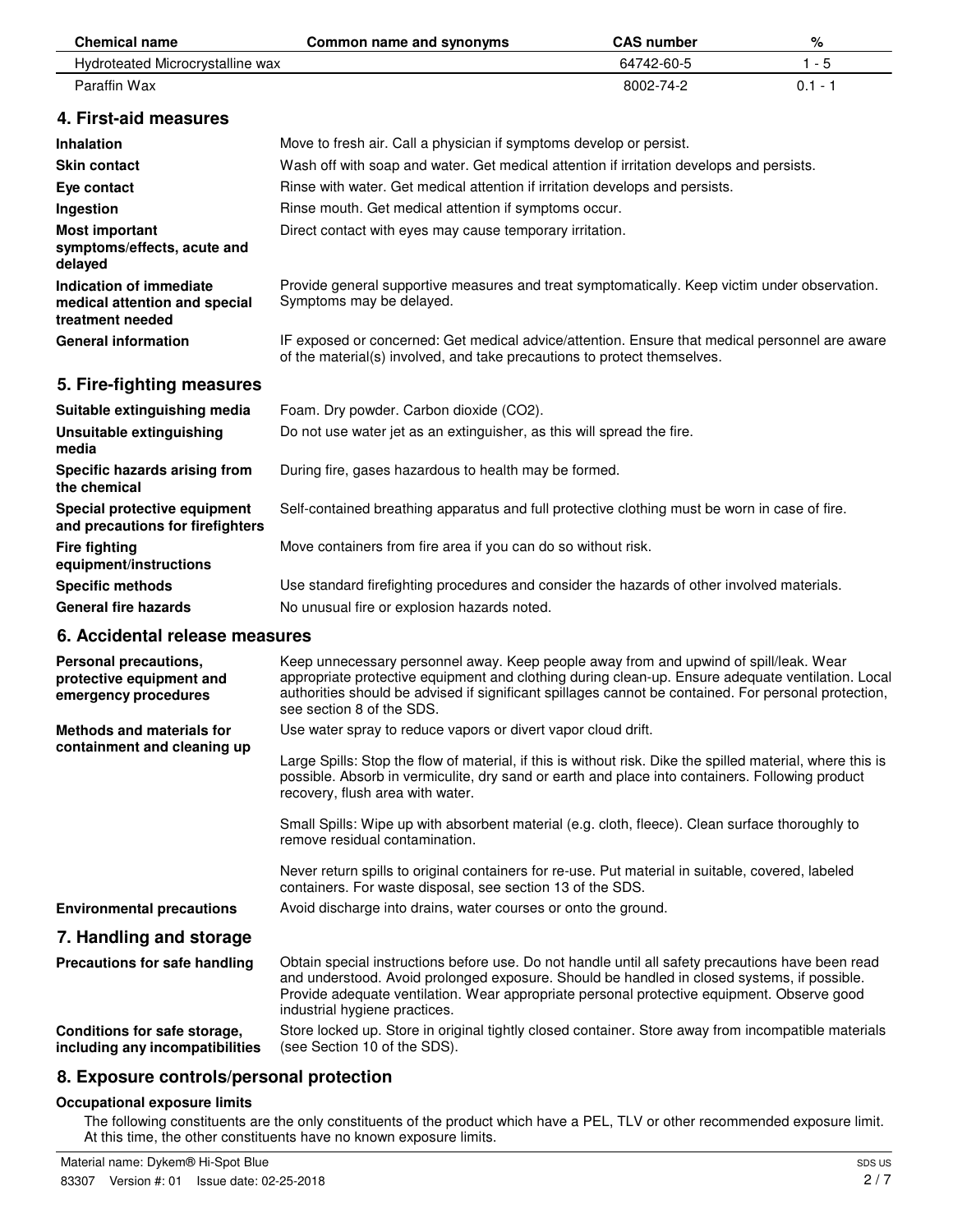| Chemical name | Common name and synonyms | CAS number | % |
| --- | --- | --- | --- |
| Hydroteated Microcrystalline wax | | 64742-60-5 | 1 - 5 |
| Paraffin Wax | | 8002-74-2 | 0.1 - 1 |

## 4. First-aid measures

| | |
| --- | --- |
| **Inhalation** | Move to fresh air. Call a physician if symptoms develop or persist. |
| **Skin contact** | Wash off with soap and water. Get medical attention if irritation develops and persists. |
| **Eye contact** | Rinse with water. Get medical attention if irritation develops and persists. |
| **Ingestion** | Rinse mouth. Get medical attention if symptoms occur. |
| **Most important symptoms/effects, acute and delayed** | Direct contact with eyes may cause temporary irritation. |
| **Indication of immediate medical attention and special treatment needed** | Provide general supportive measures and treat symptomatically. Keep victim under observation. Symptoms may be delayed. |
| **General information** | IF exposed or concerned: Get medical advice/attention. Ensure that medical personnel are aware of the material(s) involved, and take precautions to protect themselves. |

## 5. Fire-fighting measures

| | |
| --- | --- |
| **Suitable extinguishing media** | Foam. Dry powder. Carbon dioxide ($CO_2$). |
| **Unsuitable extinguishing media** | Do not use water jet as an extinguisher, as this will spread the fire. |
| **Specific hazards arising from the chemical** | During fire, gases hazardous to health may be formed. |
| **Special protective equipment and precautions for firefighters** | Self-contained breathing apparatus and full protective clothing must be worn in case of fire. |
| **Fire fighting equipment/instructions** | Move containers from fire area if you can do so without risk. |
| **Specific methods** | Use standard firefighting procedures and consider the hazards of other involved materials. |
| **General fire hazards** | No unusual fire or explosion hazards noted. |

## 6. Accidental release measures

**Personal precautions, protective equipment and emergency procedures**

Keep unnecessary personnel away. Keep people away from and upwind of spill/leak. Wear appropriate protective equipment and clothing during clean-up. Ensure adequate ventilation. Local authorities should be advised if significant spillages cannot be contained. For personal protection, see section 8 of the SDS.

**Methods and materials for containment and cleaning up**

Use water spray to reduce vapors or divert vapor cloud drift.

Large Spills: Stop the flow of material, if this is without risk. Dike the spilled material, where this is possible. Absorb in vermiculite, dry sand or earth and place into containers. Following product recovery, flush area with water.

Small Spills: Wipe up with absorbent material (e.g. cloth, fleece). Clean surface thoroughly to remove residual contamination.

Never return spills to original containers for re-use. Put material in suitable, covered, labeled containers. For waste disposal, see section 13 of the SDS.

**Environmental precautions**

Avoid discharge into drains, water courses or onto the ground.

## 7. Handling and storage

**Precautions for safe handling**

Obtain special instructions before use. Do not handle until all safety precautions have been read and understood. Avoid prolonged exposure. Should be handled in closed systems, if possible. Provide adequate ventilation. Wear appropriate personal protective equipment. Observe good industrial hygiene practices.

**Conditions for safe storage, including any incompatibilities**

Store locked up. Store in original tightly closed container. Store away from incompatible materials (see Section 10 of the SDS).

## 8. Exposure controls/personal protection

### Occupational exposure limits

The following constituents are the only constituents of the product which have a PEL, TLV or other recommended exposure limit. At this time, the other constituents have no known exposure limits.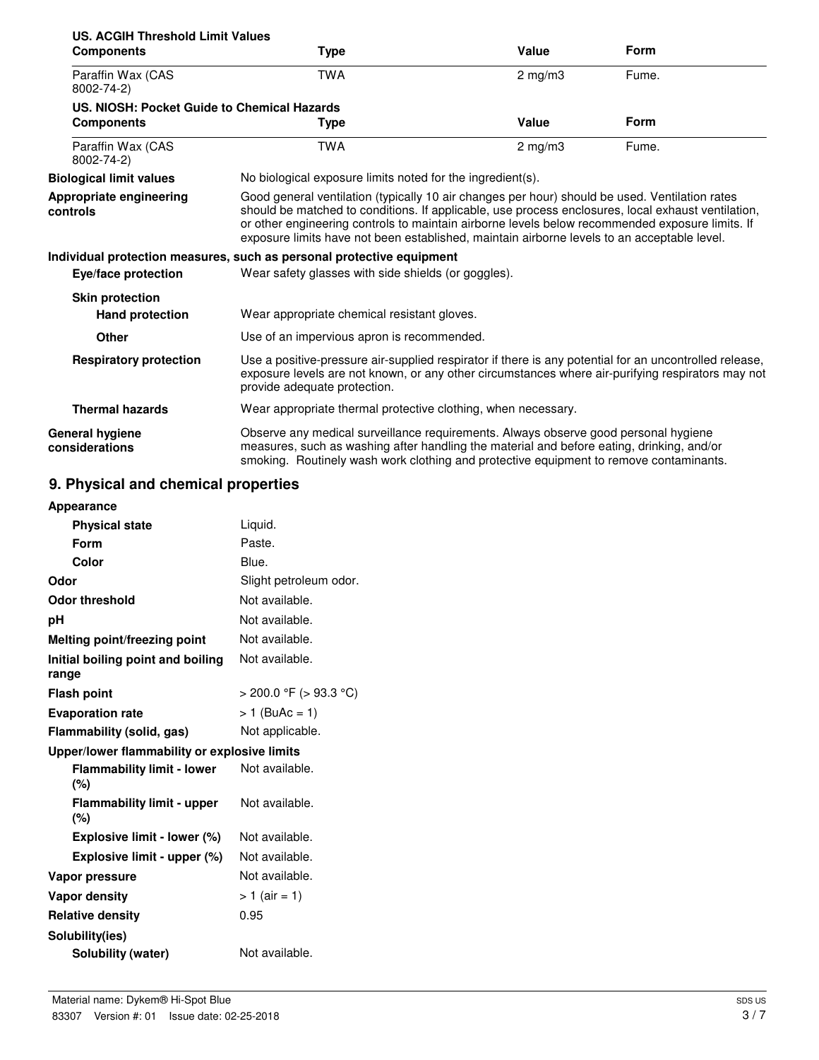**US. ACGIH Threshold Limit Values**

| Components | Type | Value | Form |
|---|---|---|---|
| Paraffin Wax (CAS 8002-74-2) | TWA | 2 mg/m3 | Fume. |

**US. NIOSH: Pocket Guide to Chemical Hazards**

| Components | Type | Value | Form |
|---|---|---|---|
| Paraffin Wax (CAS 8002-74-2) | TWA | 2 mg/m3 | Fume. |

**Biological limit values** No biological exposure limits noted for the ingredient(s).

**Appropriate engineering controls** Good general ventilation (typically 10 air changes per hour) should be used. Ventilation rates should be matched to conditions. If applicable, use process enclosures, local exhaust ventilation, or other engineering controls to maintain airborne levels below recommended exposure limits. If exposure limits have not been established, maintain airborne levels to an acceptable level.

**Individual protection measures, such as personal protective equipment**

**Eye/face protection** Wear safety glasses with side shields (or goggles).

**Skin protection**

**Hand protection** Wear appropriate chemical resistant gloves.

**Other** Use of an impervious apron is recommended.

**Respiratory protection** Use a positive-pressure air-supplied respirator if there is any potential for an uncontrolled release, exposure levels are not known, or any other circumstances where air-purifying respirators may not provide adequate protection.

**Thermal hazards** Wear appropriate thermal protective clothing, when necessary.

**General hygiene considerations** Observe any medical surveillance requirements. Always observe good personal hygiene measures, such as washing after handling the material and before eating, drinking, and/or smoking. Routinely wash work clothing and protective equipment to remove contaminants.

## 9. Physical and chemical properties

**Appearance**

| | |
|---|---|
| **Physical state** | Liquid. |
| **Form** | Paste. |
| **Color** | Blue. |
| **Odor** | Slight petroleum odor. |
| **Odor threshold** | Not available. |
| **pH** | Not available. |
| **Melting point/freezing point** | Not available. |
| **Initial boiling point and boiling range** | Not available. |
| **Flash point** | > 200.0 °F (> 93.3 °C) |
| **Evaporation rate** | > 1 (BuAc = 1) |
| **Flammability (solid, gas)** | Not applicable. |

**Upper/lower flammability or explosive limits**

| | |
|---|---|
| **Flammability limit - lower (%)** | Not available. |
| **Flammability limit - upper (%)** | Not available. |
| **Explosive limit - lower (%)** | Not available. |
| **Explosive limit - upper (%)** | Not available. |
| **Vapor pressure** | Not available. |
| **Vapor density** | > 1 (air = 1) |
| **Relative density** | 0.95 |

**Solubility(ies)**

| | |
|---|---|
| **Solubility (water)** | Not available. |

Material name: Dykem® Hi-Spot Blue
83307 Version #: 01 Issue date: 02-25-2018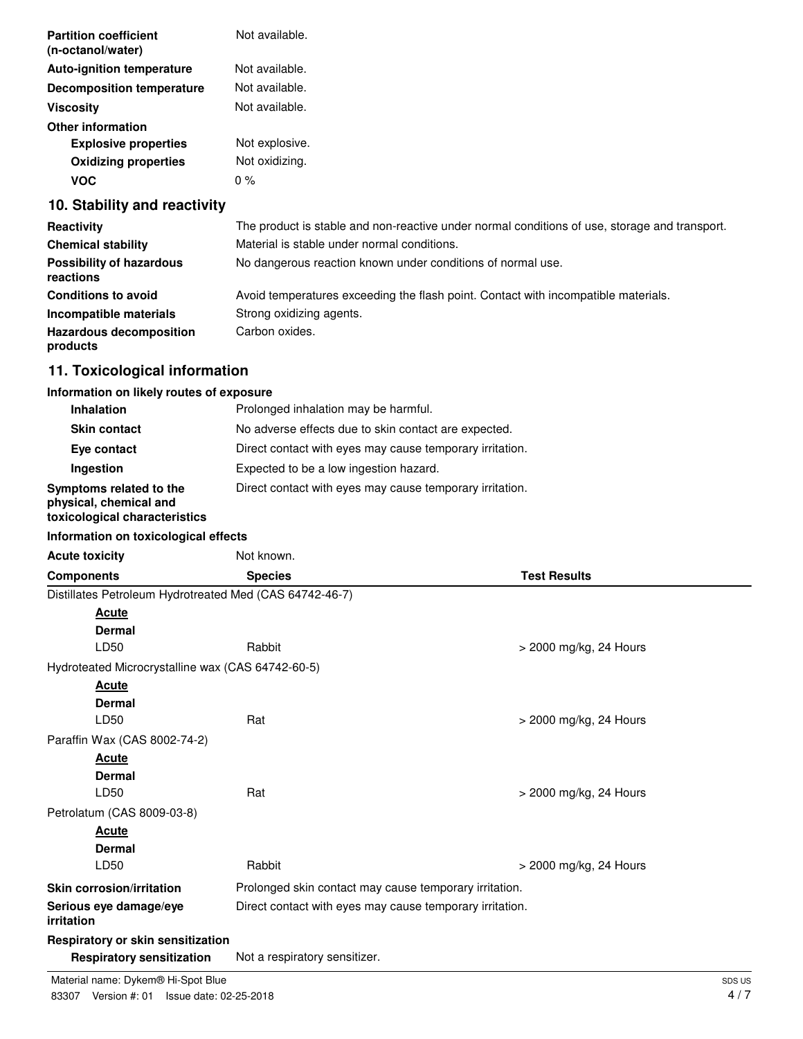| | |
|---|---|
| **Partition coefficient (n-octanol/water)** | Not available. |
| **Auto-ignition temperature** | Not available. |
| **Decomposition temperature** | Not available. |
| **Viscosity** | Not available. |
| **Other information** | |
| **Explosive properties** | Not explosive. |
| **Oxidizing properties** | Not oxidizing. |
| **VOC** | 0 % |

## 10. Stability and reactivity

| | |
|---|---|
| **Reactivity** | The product is stable and non-reactive under normal conditions of use, storage and transport. |
| **Chemical stability** | Material is stable under normal conditions. |
| **Possibility of hazardous reactions** | No dangerous reaction known under conditions of normal use. |
| **Conditions to avoid** | Avoid temperatures exceeding the flash point. Contact with incompatible materials. |
| **Incompatible materials** | Strong oxidizing agents. |
| **Hazardous decomposition products** | Carbon oxides. |

## 11. Toxicological information

**Information on likely routes of exposure**

| | |
|---|---|
| **Inhalation** | Prolonged inhalation may be harmful. |
| **Skin contact** | No adverse effects due to skin contact are expected. |
| **Eye contact** | Direct contact with eyes may cause temporary irritation. |
| **Ingestion** | Expected to be a low ingestion hazard. |
| **Symptoms related to the physical, chemical and toxicological characteristics** | Direct contact with eyes may cause temporary irritation. |

**Information on toxicological effects**

**Acute toxicity** Not known.

| Components | Species | Test Results |
|---|---|---|
| Distillates Petroleum Hydrotreated Med (CAS 64742-46-7) | | |
| **Acute** | | |
| **Dermal** | | |
| LD50 | Rabbit | > 2000 mg/kg, 24 Hours |
| Hydroteated Microcrystalline wax (CAS 64742-60-5) | | |
| **Acute** | | |
| **Dermal** | | |
| LD50 | Rat | > 2000 mg/kg, 24 Hours |
| Paraffin Wax (CAS 8002-74-2) | | |
| **Acute** | | |
| **Dermal** | | |
| LD50 | Rat | > 2000 mg/kg, 24 Hours |
| Petrolatum (CAS 8009-03-8) | | |
| **Acute** | | |
| **Dermal** | | |
| LD50 | Rabbit | > 2000 mg/kg, 24 Hours |

| | |
|---|---|
| **Skin corrosion/irritation** | Prolonged skin contact may cause temporary irritation. |
| **Serious eye damage/eye irritation** | Direct contact with eyes may cause temporary irritation. |

**Respiratory or skin sensitization**

| | |
|---|---|
| **Respiratory sensitization** | Not a respiratory sensitizer. |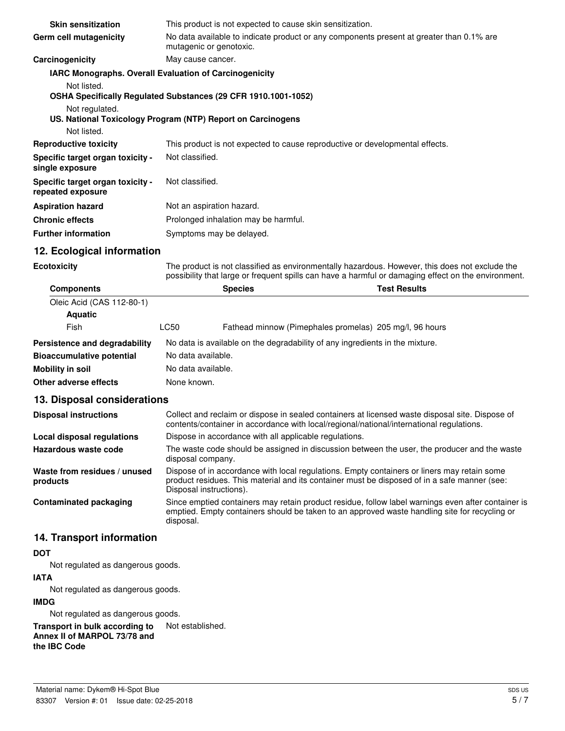**Skin sensitization** This product is not expected to cause skin sensitization.

**Germ cell mutagenicity** No data available to indicate product or any components present at greater than 0.1% are mutagenic or genotoxic.

**Carcinogenicity** May cause cancer.

**IARC Monographs. Overall Evaluation of Carcinogenicity**

Not listed.

**OSHA Specifically Regulated Substances (29 CFR 1910.1001-1052)**

Not regulated.

**US. National Toxicology Program (NTP) Report on Carcinogens**

Not listed.

**Reproductive toxicity** This product is not expected to cause reproductive or developmental effects.

**Specific target organ toxicity - single exposure** Not classified.

**Specific target organ toxicity - repeated exposure** Not classified.

**Aspiration hazard** Not an aspiration hazard.

**Chronic effects** Prolonged inhalation may be harmful.

**Further information** Symptoms may be delayed.

## 12. Ecological information

**Ecotoxicity** The product is not classified as environmentally hazardous. However, this does not exclude the possibility that large or frequent spills can have a harmful or damaging effect on the environment.

| Components | | Species | Test Results |
|---|---|---|---|
| Oleic Acid (CAS 112-80-1) | | | |
| **Aquatic** | | | |
| Fish | LC50 | Fathead minnow (Pimephales promelas) | 205 mg/l, 96 hours |

**Persistence and degradability** No data is available on the degradability of any ingredients in the mixture.

**Bioaccumulative potential** No data available.

**Mobility in soil** No data available.

**Other adverse effects** None known.

## 13. Disposal considerations

**Disposal instructions** Collect and reclaim or dispose in sealed containers at licensed waste disposal site. Dispose of contents/container in accordance with local/regional/national/international regulations.

**Local disposal regulations** Dispose in accordance with all applicable regulations.

**Hazardous waste code** The waste code should be assigned in discussion between the user, the producer and the waste disposal company.

**Waste from residues / unused products** Dispose of in accordance with local regulations. Empty containers or liners may retain some product residues. This material and its container must be disposed of in a safe manner (see: Disposal instructions).

**Contaminated packaging** Since emptied containers may retain product residue, follow label warnings even after container is emptied. Empty containers should be taken to an approved waste handling site for recycling or disposal.

## 14. Transport information

**DOT**

Not regulated as dangerous goods.

**IATA**

Not regulated as dangerous goods.

**IMDG**

Not regulated as dangerous goods.

**Transport in bulk according to Annex II of MARPOL 73/78 and the IBC Code** Not established.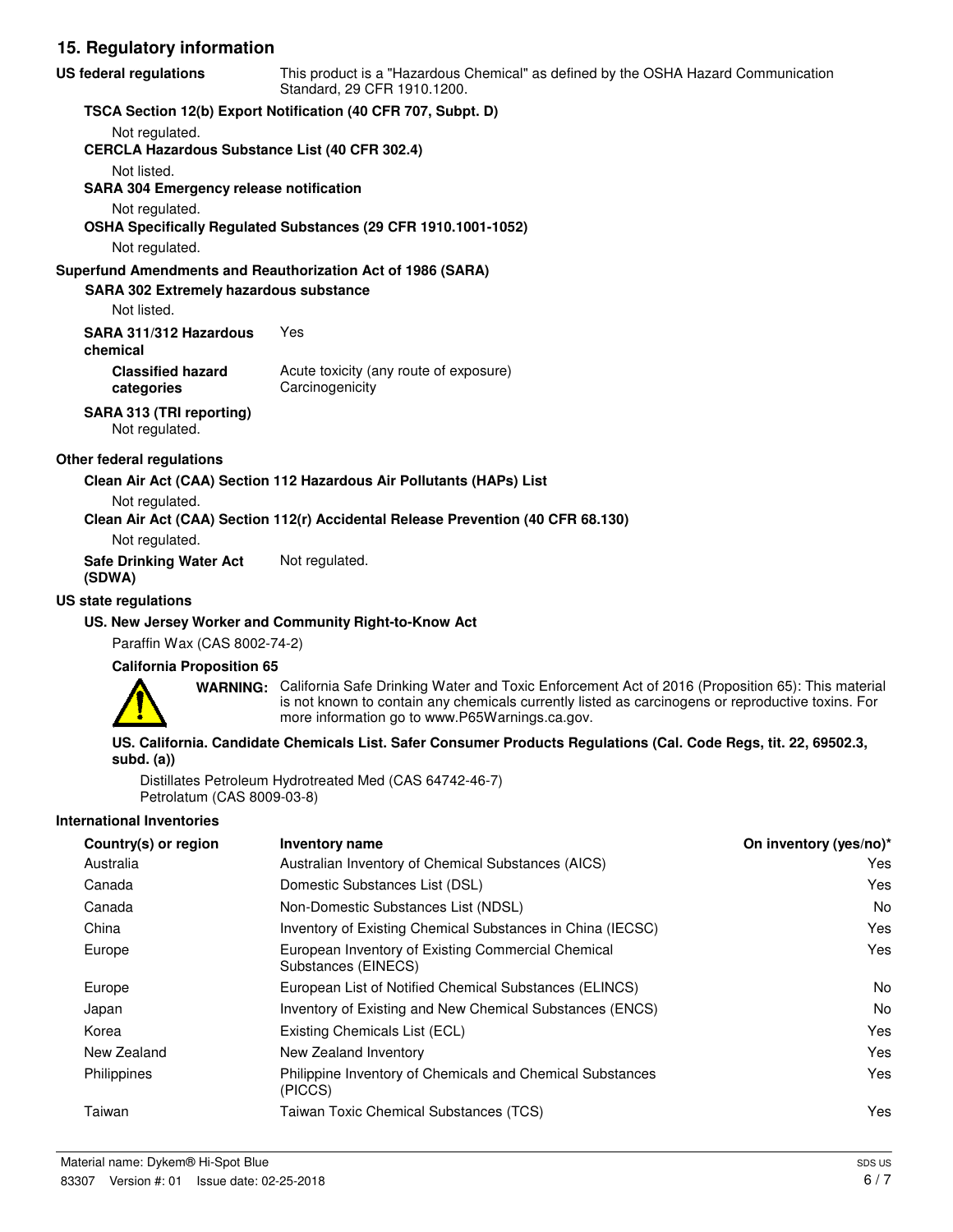## 15. Regulatory information

**US federal regulations** This product is a "Hazardous Chemical" as defined by the OSHA Hazard Communication Standard, 29 CFR 1910.1200.

**TSCA Section 12(b) Export Notification (40 CFR 707, Subpt. D)**

Not regulated.

**CERCLA Hazardous Substance List (40 CFR 302.4)**

Not listed.

**SARA 304 Emergency release notification**

Not regulated.

**OSHA Specifically Regulated Substances (29 CFR 1910.1001-1052)**

Not regulated.

**Superfund Amendments and Reauthorization Act of 1986 (SARA)**

**SARA 302 Extremely hazardous substance**

Not listed.

**SARA 311/312 Hazardous chemical** Yes

**Classified hazard categories** Acute toxicity (any route of exposure)
Carcinogenicity

**SARA 313 (TRI reporting)**

Not regulated.

**Other federal regulations**

**Clean Air Act (CAA) Section 112 Hazardous Air Pollutants (HAPs) List**

Not regulated.

**Clean Air Act (CAA) Section 112(r) Accidental Release Prevention (40 CFR 68.130)**

Not regulated.

**Safe Drinking Water Act (SDWA)** Not regulated.

**US state regulations**

**US. New Jersey Worker and Community Right-to-Know Act**

Paraffin Wax (CAS 8002-74-2)

**California Proposition 65**

**WARNING:** California Safe Drinking Water and Toxic Enforcement Act of 2016 (Proposition 65): This material is not known to contain any chemicals currently listed as carcinogens or reproductive toxins. For more information go to www.P65Warnings.ca.gov.

**US. California. Candidate Chemicals List. Safer Consumer Products Regulations (Cal. Code Regs, tit. 22, 69502.3, subd. (a))**

Distillates Petroleum Hydrotreated Med (CAS 64742-46-7)
Petrolatum (CAS 8009-03-8)

**International Inventories**

| Country(s) or region | Inventory name | On inventory (yes/no)* |
|---|---|---|
| Australia | Australian Inventory of Chemical Substances (AICS) | Yes |
| Canada | Domestic Substances List (DSL) | Yes |
| Canada | Non-Domestic Substances List (NDSL) | No |
| China | Inventory of Existing Chemical Substances in China (IECSC) | Yes |
| Europe | European Inventory of Existing Commercial Chemical Substances (EINECS) | Yes |
| Europe | European List of Notified Chemical Substances (ELINCS) | No |
| Japan | Inventory of Existing and New Chemical Substances (ENCS) | No |
| Korea | Existing Chemicals List (ECL) | Yes |
| New Zealand | New Zealand Inventory | Yes |
| Philippines | Philippine Inventory of Chemicals and Chemical Substances (PICCS) | Yes |
| Taiwan | Taiwan Toxic Chemical Substances (TCS) | Yes |

Material name: Dykem® Hi-Spot Blue
83307 Version #: 01 Issue date: 02-25-2018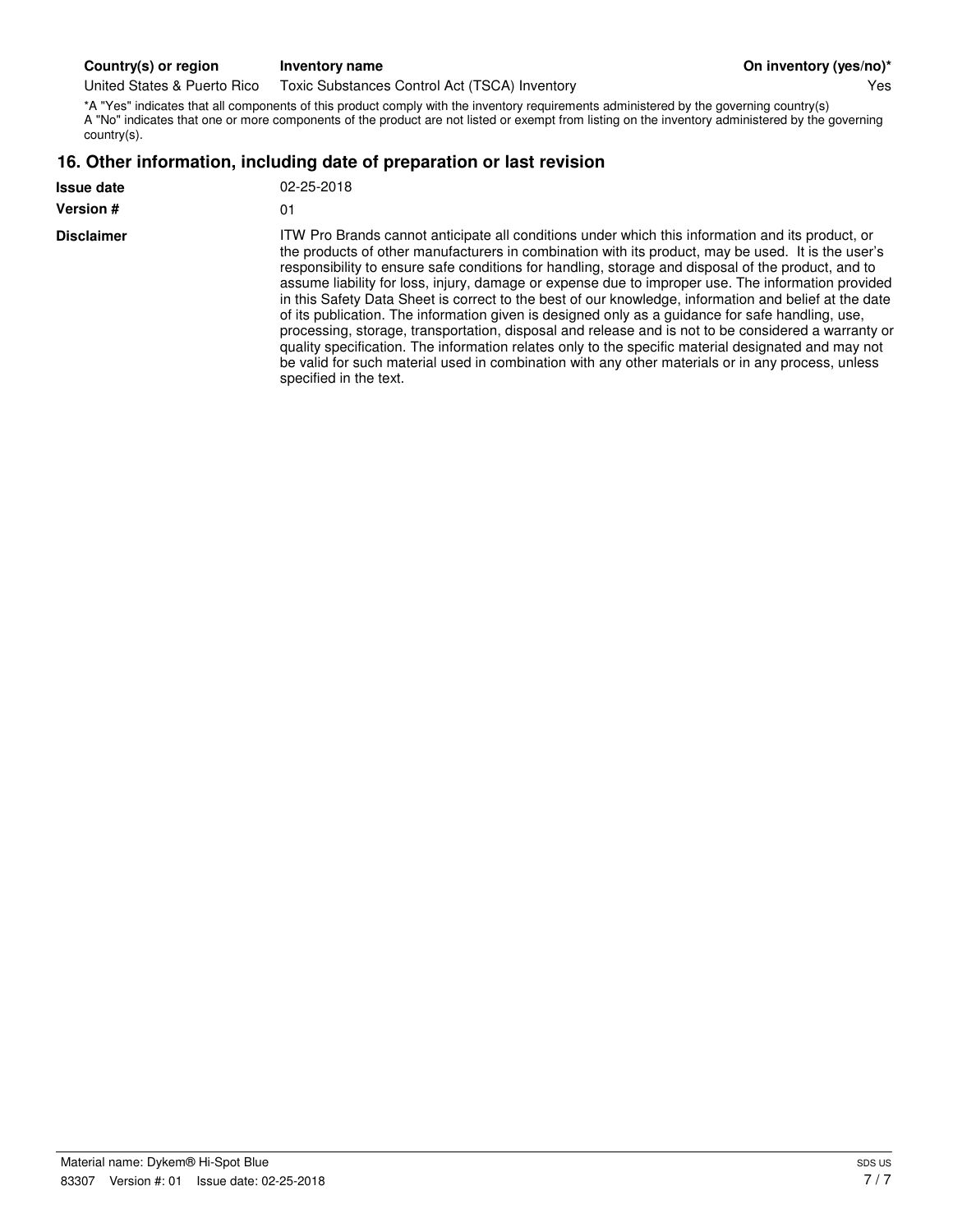| Country(s) or region | Inventory name | On inventory (yes/no)* |
| --- | --- | --- |
| United States & Puerto Rico | Toxic Substances Control Act (TSCA) Inventory | Yes |

*A "Yes" indicates that all components of this product comply with the inventory requirements administered by the governing country(s)
A "No" indicates that one or more components of the product are not listed or exempt from listing on the inventory administered by the governing country(s).

## 16. Other information, including date of preparation or last revision

**Issue date** 02-25-2018

**Version #** 01

**Disclaimer** ITW Pro Brands cannot anticipate all conditions under which this information and its product, or the products of other manufacturers in combination with its product, may be used. It is the user's responsibility to ensure safe conditions for handling, storage and disposal of the product, and to assume liability for loss, injury, damage or expense due to improper use. The information provided in this Safety Data Sheet is correct to the best of our knowledge, information and belief at the date of its publication. The information given is designed only as a guidance for safe handling, use, processing, storage, transportation, disposal and release and is not to be considered a warranty or quality specification. The information relates only to the specific material designated and may not be valid for such material used in combination with any other materials or in any process, unless specified in the text.